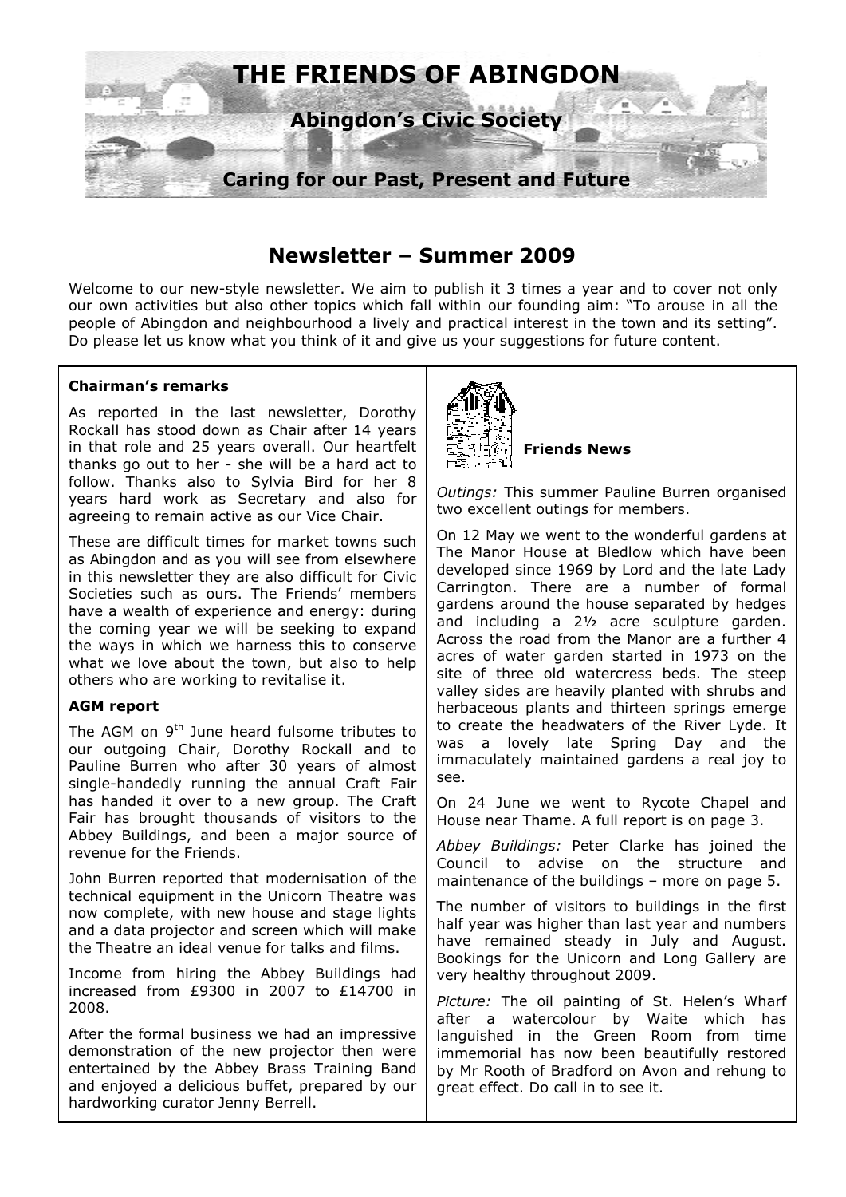# THE FRIENDS OF ABINGDON

**Abingdon's Civic Society**

**Caring for our Past, Present and Future**

## Newsletter – Summer 2009

Welcome to our new-style newsletter. We aim to publish it 3 times a year and to cover not only our own activities but also other topics which fall within our founding aim: "To arouse in all the people of Abingdon and neighbourhood a lively and practical interest in the town and its setting". Do please let us know what you think of it and give us your suggestions for future content.

### Chairman's remarks

As reported in the last newsletter, Dorothy Rockall has stood down as Chair after 14 years in that role and 25 years overall. Our heartfelt thanks go out to her - she will be a hard act to follow. Thanks also to Sylvia Bird for her 8 years hard work as Secretary and also for agreeing to remain active as our Vice Chair.

These are difficult times for market towns such as Abingdon and as you will see from elsewhere in this newsletter they are also difficult for Civic Societies such as ours. The Friends' members have a wealth of experience and energy: during the coming year we will be seeking to expand the ways in which we harness this to conserve what we love about the town, but also to help others who are working to revitalise it.

### AGM report

The AGM on 9th June heard fulsome tributes to our outgoing Chair, Dorothy Rockall and to Pauline Burren who after 30 years of almost single-handedly running the annual Craft Fair has handed it over to a new group. The Craft Fair has brought thousands of visitors to the Abbey Buildings, and been a major source of revenue for the Friends.

John Burren reported that modernisation of the technical equipment in the Unicorn Theatre was now complete, with new house and stage lights and a data projector and screen which will make the Theatre an ideal venue for talks and films.

Income from hiring the Abbey Buildings had increased from £9300 in 2007 to £14700 in 2008.

After the formal business we had an impressive demonstration of the new projector then were entertained by the Abbey Brass Training Band and enjoyed a delicious buffet, prepared by our hardworking curator Jenny Berrell.

### Friends News

*Outings:* This summer Pauline Burren organised two excellent outings for members.

On 12 May we went to the wonderful gardens at The Manor House at Bledlow which have been developed since 1969 by Lord and the late Lady Carrington. There are a number of formal gardens around the house separated by hedges and including a 2½ acre sculpture garden. Across the road from the Manor are a further 4 acres of water garden started in 1973 on the site of three old watercress beds. The steep valley sides are heavily planted with shrubs and herbaceous plants and thirteen springs emerge to create the headwaters of the River Lyde. It was a lovely late Spring Day and the immaculately maintained gardens a real joy to see.

On 24 June we went to Rycote Chapel and House near Thame. A full report is on page 3.

*Abbey Buildings:* Peter Clarke has joined the Council to advise on the structure and maintenance of the buildings – more on page 5.

The number of visitors to buildings in the first half year was higher than last year and numbers have remained steady in July and August. Bookings for the Unicorn and Long Gallery are very healthy throughout 2009.

*Picture:* The oil painting of St. Helen's Wharf after a watercolour by Waite which has languished in the Green Room from time immemorial has now been beautifully restored by Mr Rooth of Bradford on Avon and rehung to great effect. Do call in to see it.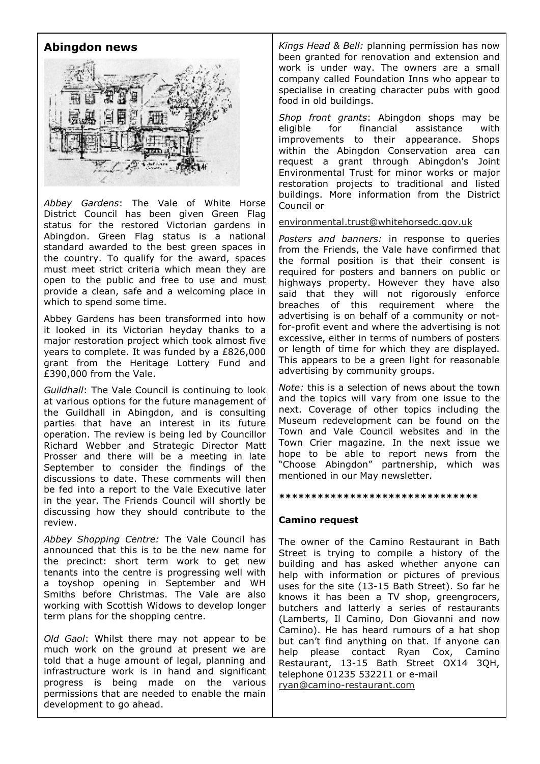## Abingdon news

*Abbey Gardens*: The Vale of White Horse District Council has been given Green Flag status for the restored Victorian gardens in Abingdon. Green Flag status is a national standard awarded to the best green spaces in the country. To qualify for the award, spaces must meet strict criteria which mean they are open to the public and free to use and must provide a clean, safe and a welcoming place in which to spend some time.

Abbey Gardens has been transformed into how it looked in its Victorian heyday thanks to a major restoration project which took almost five years to complete. It was funded by a £826,000 grant from the Heritage Lottery Fund and £390,000 from the Vale.

*Guildhall*: The Vale Council is continuing to look at various options for the future management of the Guildhall in Abingdon, and is consulting parties that have an interest in its future operation. The review is being led by Councillor Richard Webber and Strategic Director Matt Prosser and there will be a meeting in late September to consider the findings of the discussions to date. These comments will then be fed into a report to the Vale Executive later in the year. The Friends Council will shortly be discussing how they should contribute to the review.

*Abbey Shopping Centre:* The Vale Council has announced that this is to be the new name for the precinct: short term work to get new tenants into the centre is progressing well with a toyshop opening in September and WH Smiths before Christmas. The Vale are also working with Scottish Widows to develop longer term plans for the shopping centre.

*Old Gaol*: Whilst there may not appear to be much work on the ground at present we are told that a huge amount of legal, planning and infrastructure work is in hand and significant progress is being made on the various permissions that are needed to enable the main development to go ahead.

*Kings Head & Bell:* planning permission has now been granted for renovation and extension and work is under way. The owners are a small company called Foundation Inns who appear to specialise in creating character pubs with good food in old buildings.

*Shop front grants*: Abingdon shops may be eligible for financial assistance with improvements to their appearance. Shops within the Abingdon Conservation area can request a grant through Abingdon's Joint Environmental Trust for minor works or major restoration projects to traditional and listed buildings. More information from the District Council or

environmental.trust@whitehorsedc.gov.uk

*Posters and banners:* in response to queries from the Friends, the Vale have confirmed that the formal position is that their consent is required for posters and banners on public or highways property. However they have also said that they will not rigorously enforce breaches of this requirement where the advertising is on behalf of a community or not-for-profit event and where the advertising is not excessive, either in terms of numbers of posters or length of time for which they are displayed. This appears to be a green light for reasonable advertising by community groups.

*Note:* this is a selection of news about the town and the topics will vary from one issue to the next. Coverage of other topics including the Museum redevelopment can be found on the Town and Vale Council websites and in the Town Crier magazine. In the next issue we hope to be able to report news from the "Choose Abingdon" partnership, which was mentioned in our May newsletter.

*******************************

**Camino request**

The owner of the Camino Restaurant in Bath Street is trying to compile a history of the building and has asked whether anyone can help with information or pictures of previous uses for the site (13-15 Bath Street). So far he knows it has been a TV shop, greengrocers, butchers and latterly a series of restaurants (Lamberts, Il Camino, Don Giovanni and now Camino). He has heard rumours of a hat shop but can't find anything on that. If anyone can help please contact Ryan Cox, Camino Restaurant, 13-15 Bath Street OX14 3QH, telephone 01235 532211 or e-mail ryan@camino-restaurant.com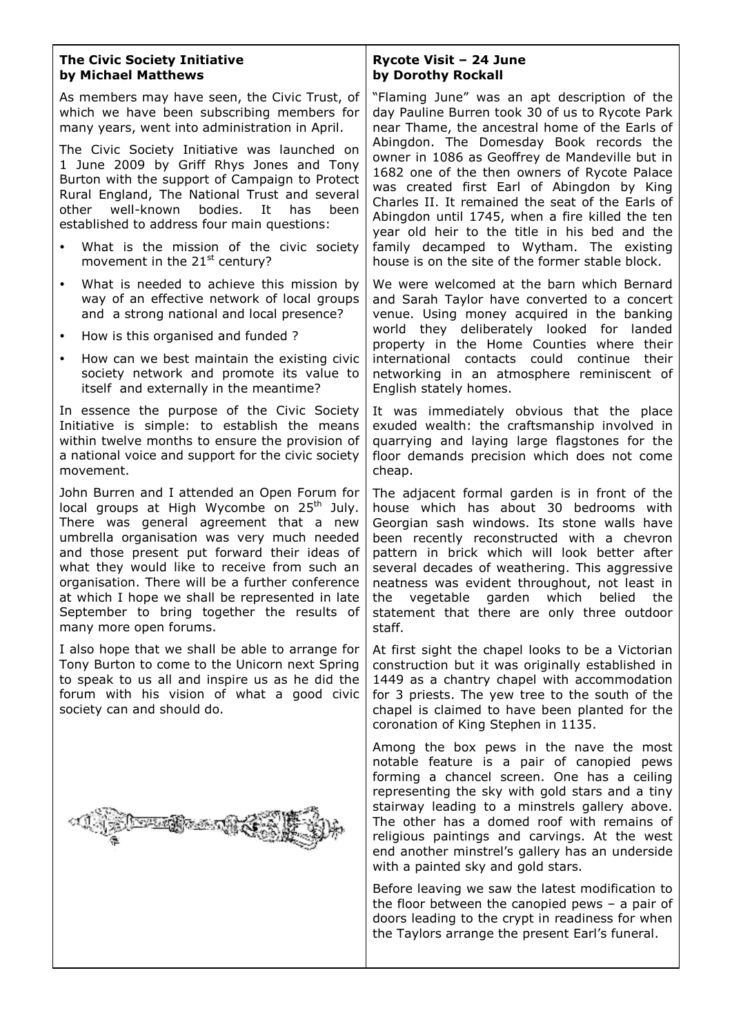## The Civic Society Initiative
### by Michael Matthews

As members may have seen, the Civic Trust, of which we have been subscribing members for many years, went into administration in April.

The Civic Society Initiative was launched on 1 June 2009 by Griff Rhys Jones and Tony Burton with the support of Campaign to Protect Rural England, The National Trust and several other well-known bodies. It has been established to address four main questions:

- What is the mission of the civic society movement in the 21st century?
- What is needed to achieve this mission by way of an effective network of local groups and a strong national and local presence?
- How is this organised and funded ?
- How can we best maintain the existing civic society network and promote its value to itself and externally in the meantime?

In essence the purpose of the Civic Society Initiative is simple: to establish the means within twelve months to ensure the provision of a national voice and support for the civic society movement.

John Burren and I attended an Open Forum for local groups at High Wycombe on 25th July. There was general agreement that a new umbrella organisation was very much needed and those present put forward their ideas of what they would like to receive from such an organisation. There will be a further conference at which I hope we shall be represented in late September to bring together the results of many more open forums.

I also hope that we shall be able to arrange for Tony Burton to come to the Unicorn next Spring to speak to us all and inspire us as he did the forum with his vision of what a good civic society can and should do.

## Rycote Visit – 24 June
### by Dorothy Rockall

"Flaming June" was an apt description of the day Pauline Burren took 30 of us to Rycote Park near Thame, the ancestral home of the Earls of Abingdon. The Domesday Book records the owner in 1086 as Geoffrey de Mandeville but in 1682 one of the then owners of Rycote Palace was created first Earl of Abingdon by King Charles II. It remained the seat of the Earls of Abingdon until 1745, when a fire killed the ten year old heir to the title in his bed and the family decamped to Wytham. The existing house is on the site of the former stable block.

We were welcomed at the barn which Bernard and Sarah Taylor have converted to a concert venue. Using money acquired in the banking world they deliberately looked for landed property in the Home Counties where their international contacts could continue their networking in an atmosphere reminiscent of English stately homes.

It was immediately obvious that the place exuded wealth: the craftsmanship involved in quarrying and laying large flagstones for the floor demands precision which does not come cheap.

The adjacent formal garden is in front of the house which has about 30 bedrooms with Georgian sash windows. Its stone walls have been recently reconstructed with a chevron pattern in brick which will look better after several decades of weathering. This aggressive neatness was evident throughout, not least in the vegetable garden which belied the statement that there are only three outdoor staff.

At first sight the chapel looks to be a Victorian construction but it was originally established in 1449 as a chantry chapel with accommodation for 3 priests. The yew tree to the south of the chapel is claimed to have been planted for the coronation of King Stephen in 1135.

Among the box pews in the nave the most notable feature is a pair of canopied pews forming a chancel screen. One has a ceiling representing the sky with gold stars and a tiny stairway leading to a minstrels gallery above. The other has a domed roof with remains of religious paintings and carvings. At the west end another minstrel's gallery has an underside with a painted sky and gold stars.

Before leaving we saw the latest modification to the floor between the canopied pews – a pair of doors leading to the crypt in readiness for when the Taylors arrange the present Earl's funeral.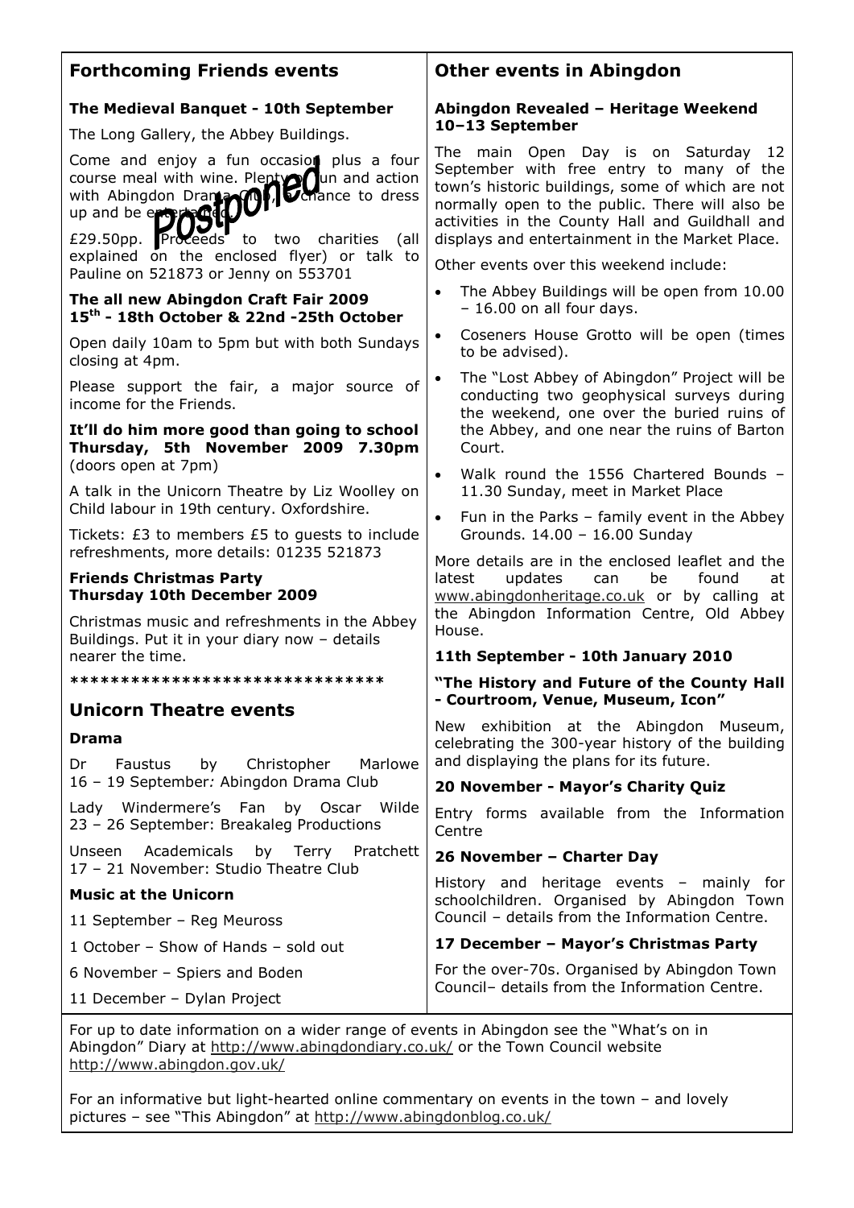## Forthcoming Friends events

### The Medieval Banquet - 10th September

The Long Gallery, the Abbey Buildings.

**Postponed**

Come and enjoy a fun occasion plus a four course meal with wine. Plenty of fun and action with Abingdon Drama Club, a chance to dress up and be entertained.

£29.50pp. Proceeds to two charities (all explained on the enclosed flyer) or talk to Pauline on 521873 or Jenny on 553701

### The all new Abingdon Craft Fair 2009 15th - 18th October & 22nd -25th October

Open daily 10am to 5pm but with both Sundays closing at 4pm.

Please support the fair, a major source of income for the Friends.

### It'll do him more good than going to school Thursday, 5th November 2009 7.30pm

(doors open at 7pm)

A talk in the Unicorn Theatre by Liz Woolley on Child labour in 19th century. Oxfordshire.

Tickets: £3 to members £5 to guests to include refreshments, more details: 01235 521873

### Friends Christmas Party Thursday 10th December 2009

Christmas music and refreshments in the Abbey Buildings. Put it in your diary now – details nearer the time.

********************************

## Unicorn Theatre events

### Drama

Dr Faustus by Christopher Marlowe 16 – 19 September*:* Abingdon Drama Club

Lady Windermere's Fan by Oscar Wilde 23 – 26 September: Breakaleg Productions

Unseen Academicals by Terry Pratchett 17 – 21 November: Studio Theatre Club

### Music at the Unicorn

11 September – Reg Meuross

1 October – Show of Hands – sold out

6 November – Spiers and Boden

11 December – Dylan Project

## Other events in Abingdon

### Abingdon Revealed – Heritage Weekend 10–13 September

The main Open Day is on Saturday 12 September with free entry to many of the town's historic buildings, some of which are not normally open to the public. There will also be activities in the County Hall and Guildhall and displays and entertainment in the Market Place.

Other events over this weekend include:

- The Abbey Buildings will be open from 10.00 – 16.00 on all four days.
- Coseners House Grotto will be open (times to be advised).
- The "Lost Abbey of Abingdon" Project will be conducting two geophysical surveys during the weekend, one over the buried ruins of the Abbey, and one near the ruins of Barton Court.
- Walk round the 1556 Chartered Bounds – 11.30 Sunday, meet in Market Place
- Fun in the Parks – family event in the Abbey Grounds. 14.00 – 16.00 Sunday

More details are in the enclosed leaflet and the latest updates can be found at www.abingdonheritage.co.uk or by calling at the Abingdon Information Centre, Old Abbey House.

### 11th September - 10th January 2010

### "The History and Future of the County Hall - Courtroom, Venue, Museum, Icon"

New exhibition at the Abingdon Museum, celebrating the 300-year history of the building and displaying the plans for its future.

### 20 November - Mayor's Charity Quiz

Entry forms available from the Information Centre

### 26 November – Charter Day

History and heritage events – mainly for schoolchildren. Organised by Abingdon Town Council – details from the Information Centre.

### 17 December – Mayor's Christmas Party

For the over-70s. Organised by Abingdon Town Council– details from the Information Centre.

---

For up to date information on a wider range of events in Abingdon see the "What's on in Abingdon" Diary at http://www.abingdondiary.co.uk/ or the Town Council website http://www.abingdon.gov.uk/

For an informative but light-hearted online commentary on events in the town – and lovely pictures – see "This Abingdon" at http://www.abingdonblog.co.uk/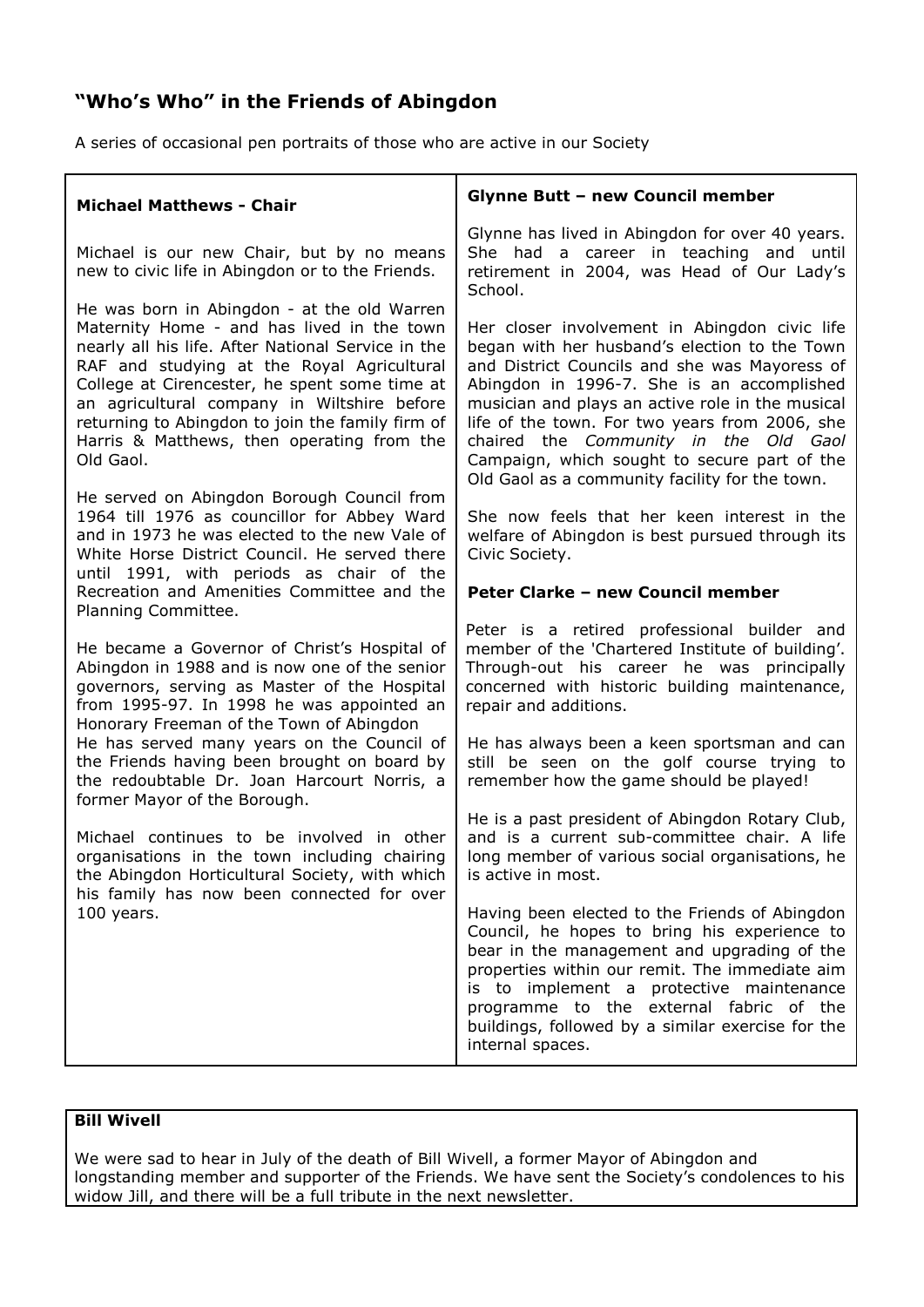## "Who's Who" in the Friends of Abingdon

A series of occasional pen portraits of those who are active in our Society

### Michael Matthews - Chair

Michael is our new Chair, but by no means new to civic life in Abingdon or to the Friends.

He was born in Abingdon - at the old Warren Maternity Home - and has lived in the town nearly all his life. After National Service in the RAF and studying at the Royal Agricultural College at Cirencester, he spent some time at an agricultural company in Wiltshire before returning to Abingdon to join the family firm of Harris & Matthews, then operating from the Old Gaol.

He served on Abingdon Borough Council from 1964 till 1976 as councillor for Abbey Ward and in 1973 he was elected to the new Vale of White Horse District Council. He served there until 1991, with periods as chair of the Recreation and Amenities Committee and the Planning Committee.

He became a Governor of Christ's Hospital of Abingdon in 1988 and is now one of the senior governors, serving as Master of the Hospital from 1995-97. In 1998 he was appointed an Honorary Freeman of the Town of Abingdon
He has served many years on the Council of the Friends having been brought on board by the redoubtable Dr. Joan Harcourt Norris, a former Mayor of the Borough.

Michael continues to be involved in other organisations in the town including chairing the Abingdon Horticultural Society, with which his family has now been connected for over 100 years.

### Glynne Butt – new Council member

Glynne has lived in Abingdon for over 40 years. She had a career in teaching and until retirement in 2004, was Head of Our Lady's School.

Her closer involvement in Abingdon civic life began with her husband's election to the Town and District Councils and she was Mayoress of Abingdon in 1996-7. She is an accomplished musician and plays an active role in the musical life of the town. For two years from 2006, she chaired the *Community in the Old Gaol* Campaign, which sought to secure part of the Old Gaol as a community facility for the town.

She now feels that her keen interest in the welfare of Abingdon is best pursued through its Civic Society.

### Peter Clarke – new Council member

Peter is a retired professional builder and member of the 'Chartered Institute of building'. Through-out his career he was principally concerned with historic building maintenance, repair and additions.

He has always been a keen sportsman and can still be seen on the golf course trying to remember how the game should be played!

He is a past president of Abingdon Rotary Club, and is a current sub-committee chair. A life long member of various social organisations, he is active in most.

Having been elected to the Friends of Abingdon Council, he hopes to bring his experience to bear in the management and upgrading of the properties within our remit. The immediate aim is to implement a protective maintenance programme to the external fabric of the buildings, followed by a similar exercise for the internal spaces.

### Bill Wivell

We were sad to hear in July of the death of Bill Wivell, a former Mayor of Abingdon and longstanding member and supporter of the Friends. We have sent the Society's condolences to his widow Jill, and there will be a full tribute in the next newsletter.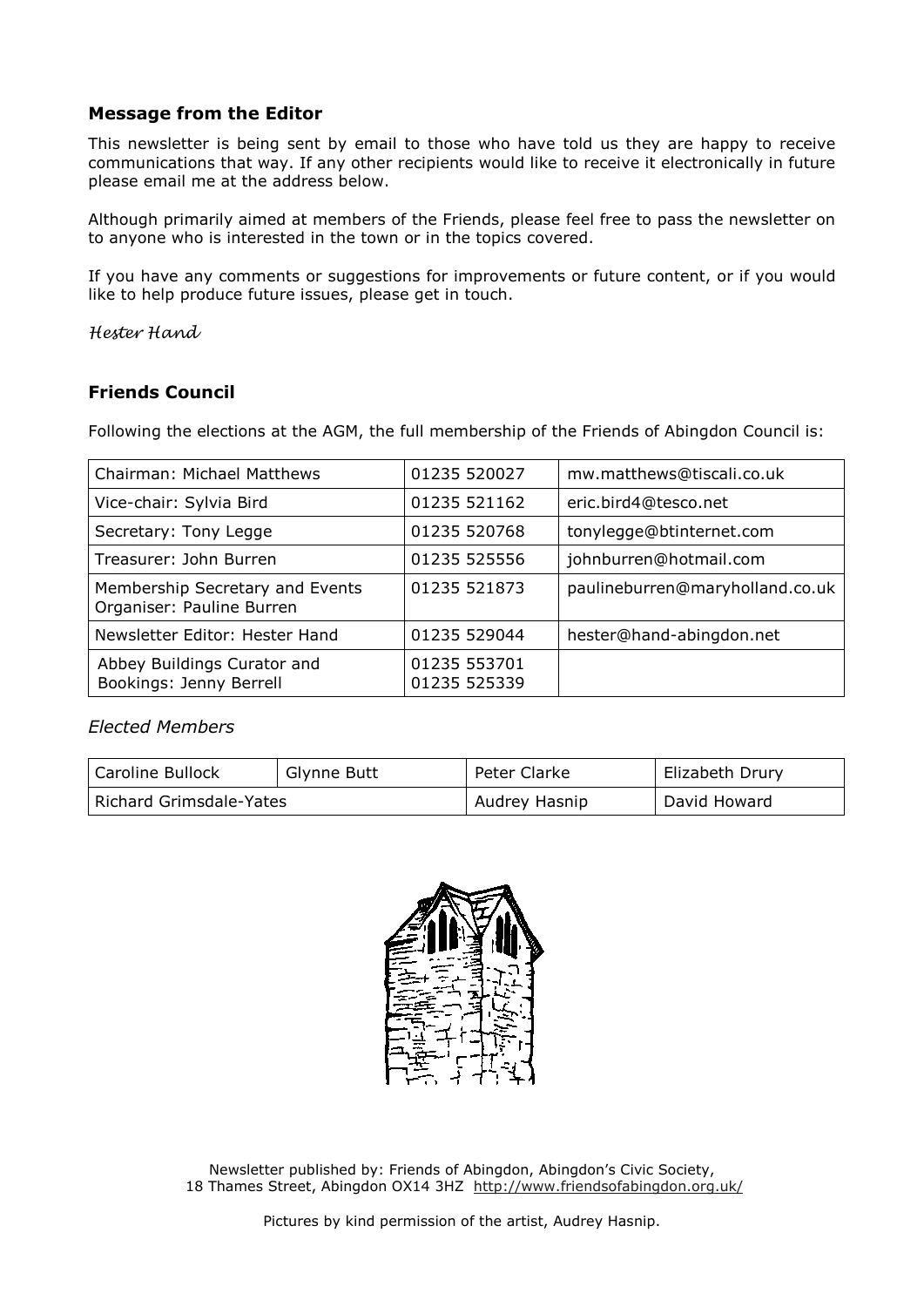## Message from the Editor

This newsletter is being sent by email to those who have told us they are happy to receive communications that way. If any other recipients would like to receive it electronically in future please email me at the address below.

Although primarily aimed at members of the Friends, please feel free to pass the newsletter on to anyone who is interested in the town or in the topics covered.

If you have any comments or suggestions for improvements or future content, or if you would like to help produce future issues, please get in touch.

*Hester Hand*

## Friends Council

Following the elections at the AGM, the full membership of the Friends of Abingdon Council is:

| | | |
|---|---|---|
| Chairman: Michael Matthews | 01235 520027 | mw.matthews@tiscali.co.uk |
| Vice-chair: Sylvia Bird | 01235 521162 | eric.bird4@tesco.net |
| Secretary: Tony Legge | 01235 520768 | tonylegge@btinternet.com |
| Treasurer: John Burren | 01235 525556 | johnburren@hotmail.com |
| Membership Secretary and Events Organiser: Pauline Burren | 01235 521873 | paulineburren@maryholland.co.uk |
| Newsletter Editor: Hester Hand | 01235 529044 | hester@hand-abingdon.net |
| Abbey Buildings Curator and Bookings: Jenny Berrell | 01235 553701<br>01235 525339 | |

*Elected Members*

| | | | |
|---|---|---|---|
| Caroline Bullock | Glynne Butt | Peter Clarke | Elizabeth Drury |
| Richard Grimsdale-Yates | | Audrey Hasnip | David Howard |

Newsletter published by: Friends of Abingdon, Abingdon's Civic Society,
18 Thames Street, Abingdon OX14 3HZ http://www.friendsofabingdon.org.uk/

Pictures by kind permission of the artist, Audrey Hasnip.